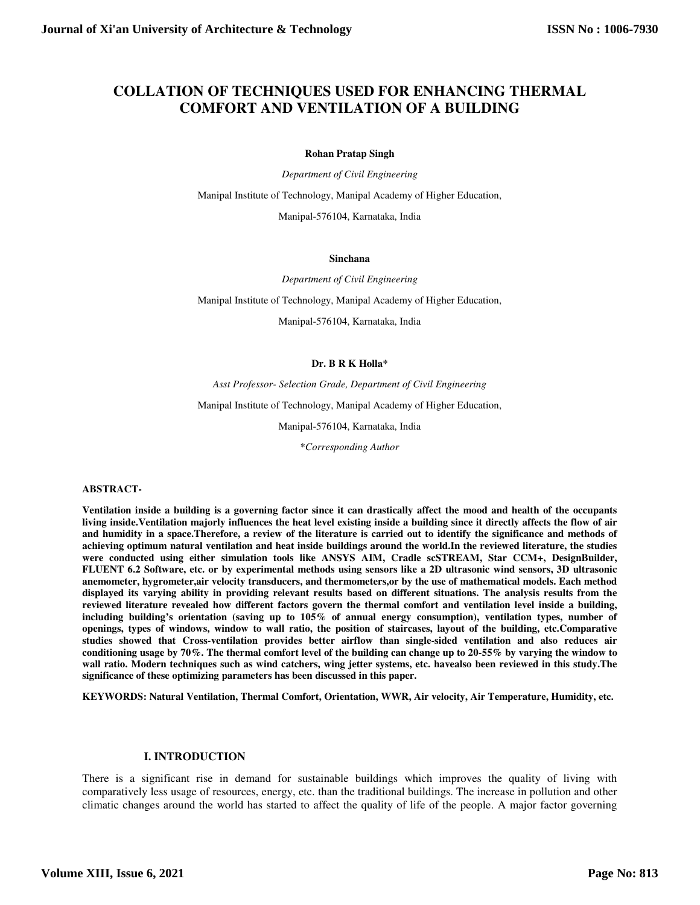# COLLATION OF TECHNIQUES USED FOR ENHANCING THERMAL COMFORT AND VENTILATION OF A BUILDING

**Rohan Pratap Singh**

*Department of Civil Engineering*

Manipal Institute of Technology, Manipal Academy of Higher Education,

Manipal-576104, Karnataka, India

**Sinchana**

*Department of Civil Engineering*

Manipal Institute of Technology, Manipal Academy of Higher Education,

Manipal-576104, Karnataka, India

**Dr. B R K Holla***

*Asst Professor- Selection Grade, Department of Civil Engineering*

Manipal Institute of Technology, Manipal Academy of Higher Education,

Manipal-576104, Karnataka, India

*\*Corresponding Author*

**ABSTRACT-**

**Ventilation inside a building is a governing factor since it can drastically affect the mood and health of the occupants living inside.Ventilation majorly influences the heat level existing inside a building since it directly affects the flow of air and humidity in a space.Therefore, a review of the literature is carried out to identify the significance and methods of achieving optimum natural ventilation and heat inside buildings around the world.In the reviewed literature, the studies were conducted using either simulation tools like ANSYS AIM, Cradle scSTREAM, Star CCM+, DesignBuilder, FLUENT 6.2 Software, etc. or by experimental methods using sensors like a 2D ultrasonic wind sensors, 3D ultrasonic anemometer, hygrometer,air velocity transducers, and thermometers,or by the use of mathematical models. Each method displayed its varying ability in providing relevant results based on different situations. The analysis results from the reviewed literature revealed how different factors govern the thermal comfort and ventilation level inside a building, including building's orientation (saving up to 105% of annual energy consumption), ventilation types, number of openings, types of windows, window to wall ratio, the position of staircases, layout of the building, etc.Comparative studies showed that Cross-ventilation provides better airflow than single-sided ventilation and also reduces air conditioning usage by 70%. The thermal comfort level of the building can change up to 20-55% by varying the window to wall ratio. Modern techniques such as wind catchers, wing jetter systems, etc. havealso been reviewed in this study.The significance of these optimizing parameters has been discussed in this paper.**

**KEYWORDS: Natural Ventilation, Thermal Comfort, Orientation, WWR, Air velocity, Air Temperature, Humidity, etc.**

## I. INTRODUCTION

There is a significant rise in demand for sustainable buildings which improves the quality of living with comparatively less usage of resources, energy, etc. than the traditional buildings. The increase in pollution and other climatic changes around the world has started to affect the quality of life of the people. A major factor governing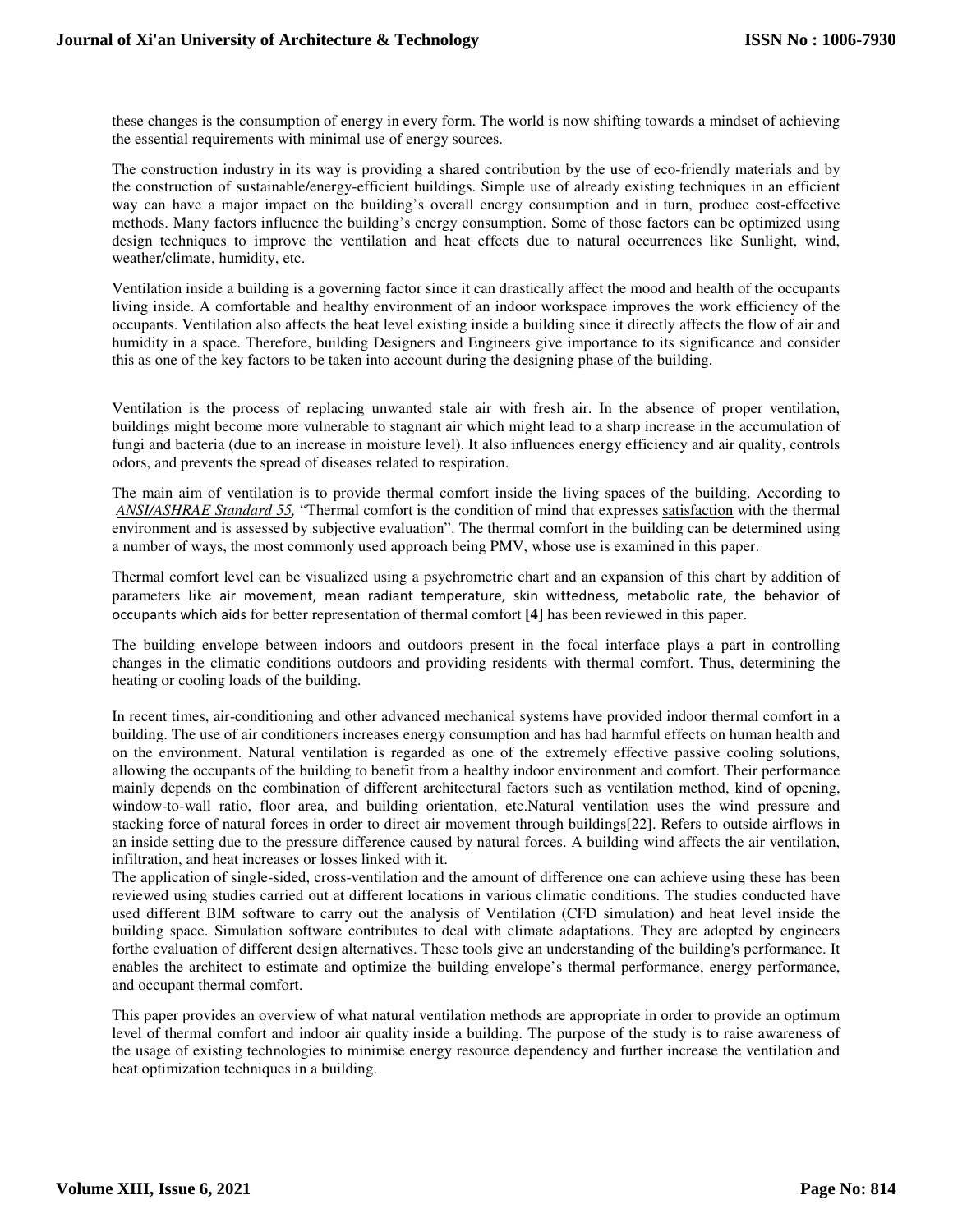these changes is the consumption of energy in every form. The world is now shifting towards a mindset of achieving the essential requirements with minimal use of energy sources.

The construction industry in its way is providing a shared contribution by the use of eco-friendly materials and by the construction of sustainable/energy-efficient buildings. Simple use of already existing techniques in an efficient way can have a major impact on the building's overall energy consumption and in turn, produce cost-effective methods. Many factors influence the building's energy consumption. Some of those factors can be optimized using design techniques to improve the ventilation and heat effects due to natural occurrences like Sunlight, wind, weather/climate, humidity, etc.

Ventilation inside a building is a governing factor since it can drastically affect the mood and health of the occupants living inside. A comfortable and healthy environment of an indoor workspace improves the work efficiency of the occupants. Ventilation also affects the heat level existing inside a building since it directly affects the flow of air and humidity in a space. Therefore, building Designers and Engineers give importance to its significance and consider this as one of the key factors to be taken into account during the designing phase of the building.

Ventilation is the process of replacing unwanted stale air with fresh air. In the absence of proper ventilation, buildings might become more vulnerable to stagnant air which might lead to a sharp increase in the accumulation of fungi and bacteria (due to an increase in moisture level). It also influences energy efficiency and air quality, controls odors, and prevents the spread of diseases related to respiration.

The main aim of ventilation is to provide thermal comfort inside the living spaces of the building. According to *ANSI/ASHRAE Standard 55*, "Thermal comfort is the condition of mind that expresses satisfaction with the thermal environment and is assessed by subjective evaluation". The thermal comfort in the building can be determined using a number of ways, the most commonly used approach being PMV, whose use is examined in this paper.

Thermal comfort level can be visualized using a psychrometric chart and an expansion of this chart by addition of parameters like air movement, mean radiant temperature, skin wittedness, metabolic rate, the behavior of occupants which aids for better representation of thermal comfort **[4]** has been reviewed in this paper.

The building envelope between indoors and outdoors present in the focal interface plays a part in controlling changes in the climatic conditions outdoors and providing residents with thermal comfort. Thus, determining the heating or cooling loads of the building.

In recent times, air-conditioning and other advanced mechanical systems have provided indoor thermal comfort in a building. The use of air conditioners increases energy consumption and has had harmful effects on human health and on the environment. Natural ventilation is regarded as one of the extremely effective passive cooling solutions, allowing the occupants of the building to benefit from a healthy indoor environment and comfort. Their performance mainly depends on the combination of different architectural factors such as ventilation method, kind of opening, window-to-wall ratio, floor area, and building orientation, etc.Natural ventilation uses the wind pressure and stacking force of natural forces in order to direct air movement through buildings[22]. Refers to outside airflows in an inside setting due to the pressure difference caused by natural forces. A building wind affects the air ventilation, infiltration, and heat increases or losses linked with it.
The application of single-sided, cross-ventilation and the amount of difference one can achieve using these has been reviewed using studies carried out at different locations in various climatic conditions. The studies conducted have used different BIM software to carry out the analysis of Ventilation (CFD simulation) and heat level inside the building space. Simulation software contributes to deal with climate adaptations. They are adopted by engineers forthe evaluation of different design alternatives. These tools give an understanding of the building's performance. It enables the architect to estimate and optimize the building envelope's thermal performance, energy performance, and occupant thermal comfort.

This paper provides an overview of what natural ventilation methods are appropriate in order to provide an optimum level of thermal comfort and indoor air quality inside a building. The purpose of the study is to raise awareness of the usage of existing technologies to minimise energy resource dependency and further increase the ventilation and heat optimization techniques in a building.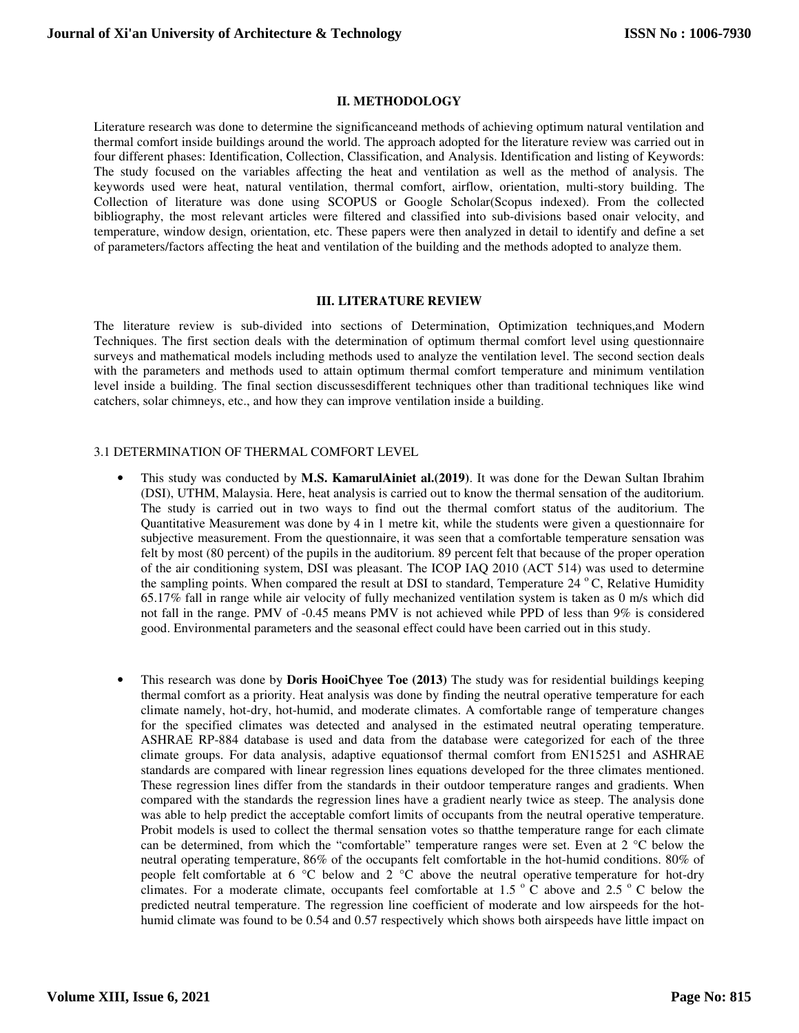## II. METHODOLOGY

Literature research was done to determine the significanceand methods of achieving optimum natural ventilation and thermal comfort inside buildings around the world. The approach adopted for the literature review was carried out in four different phases: Identification, Collection, Classification, and Analysis. Identification and listing of Keywords: The study focused on the variables affecting the heat and ventilation as well as the method of analysis. The keywords used were heat, natural ventilation, thermal comfort, airflow, orientation, multi-story building. The Collection of literature was done using SCOPUS or Google Scholar(Scopus indexed). From the collected bibliography, the most relevant articles were filtered and classified into sub-divisions based onair velocity, and temperature, window design, orientation, etc. These papers were then analyzed in detail to identify and define a set of parameters/factors affecting the heat and ventilation of the building and the methods adopted to analyze them.

## III. LITERATURE REVIEW

The literature review is sub-divided into sections of Determination, Optimization techniques,and Modern Techniques. The first section deals with the determination of optimum thermal comfort level using questionnaire surveys and mathematical models including methods used to analyze the ventilation level. The second section deals with the parameters and methods used to attain optimum thermal comfort temperature and minimum ventilation level inside a building. The final section discussesdifferent techniques other than traditional techniques like wind catchers, solar chimneys, etc., and how they can improve ventilation inside a building.

### 3.1 DETERMINATION OF THERMAL COMFORT LEVEL

- This study was conducted by **M.S. KamarulAiniet al.(2019)**. It was done for the Dewan Sultan Ibrahim (DSI), UTHM, Malaysia. Here, heat analysis is carried out to know the thermal sensation of the auditorium. The study is carried out in two ways to find out the thermal comfort status of the auditorium. The Quantitative Measurement was done by 4 in 1 metre kit, while the students were given a questionnaire for subjective measurement. From the questionnaire, it was seen that a comfortable temperature sensation was felt by most (80 percent) of the pupils in the auditorium. 89 percent felt that because of the proper operation of the air conditioning system, DSI was pleasant. The ICOP IAQ 2010 (ACT 514) was used to determine the sampling points. When compared the result at DSI to standard, Temperature 24 $^{o}$C, Relative Humidity 65.17% fall in range while air velocity of fully mechanized ventilation system is taken as 0 m/s which did not fall in the range. PMV of -0.45 means PMV is not achieved while PPD of less than 9% is considered good. Environmental parameters and the seasonal effect could have been carried out in this study.

- This research was done by **Doris HooiChyee Toe (2013)** The study was for residential buildings keeping thermal comfort as a priority. Heat analysis was done by finding the neutral operative temperature for each climate namely, hot-dry, hot-humid, and moderate climates. A comfortable range of temperature changes for the specified climates was detected and analysed in the estimated neutral operating temperature. ASHRAE RP-884 database is used and data from the database were categorized for each of the three climate groups. For data analysis, adaptive equationsof thermal comfort from EN15251 and ASHRAE standards are compared with linear regression lines equations developed for the three climates mentioned. These regression lines differ from the standards in their outdoor temperature ranges and gradients. When compared with the standards the regression lines have a gradient nearly twice as steep. The analysis done was able to help predict the acceptable comfort limits of occupants from the neutral operative temperature. Probit models is used to collect the thermal sensation votes so thatthe temperature range for each climate can be determined, from which the "comfortable" temperature ranges were set. Even at 2 °C below the neutral operating temperature, 86% of the occupants felt comfortable in the hot-humid conditions. 80% of people felt comfortable at 6 °C below and 2 °C above the neutral operative temperature for hot-dry climates. For a moderate climate, occupants feel comfortable at 1.5 $^{o}$C above and 2.5 $^{o}$C below the predicted neutral temperature. The regression line coefficient of moderate and low airspeeds for the hot-humid climate was found to be 0.54 and 0.57 respectively which shows both airspeeds have little impact on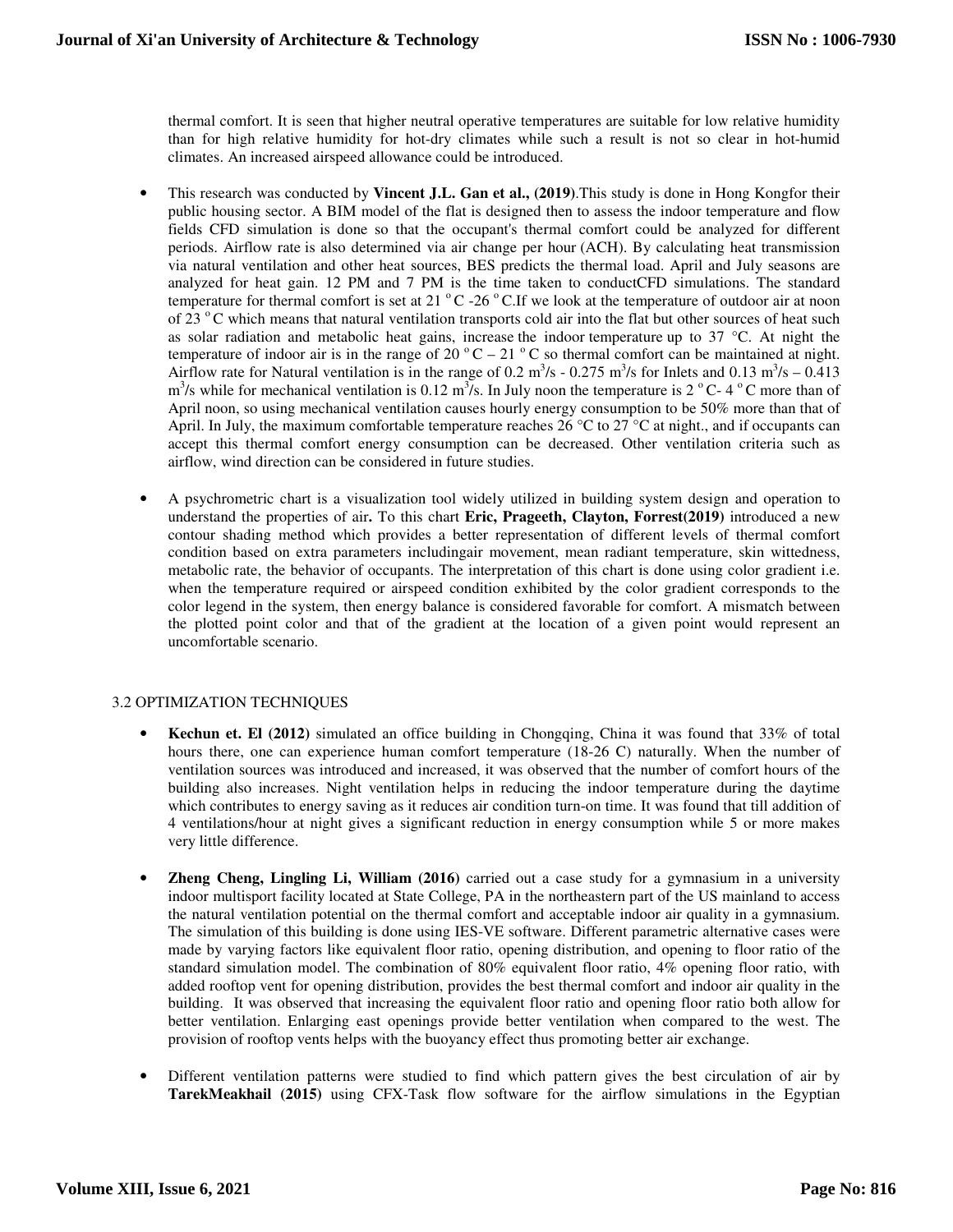thermal comfort. It is seen that higher neutral operative temperatures are suitable for low relative humidity than for high relative humidity for hot-dry climates while such a result is not so clear in hot-humid climates. An increased airspeed allowance could be introduced.

- This research was conducted by **Vincent J.L. Gan et al., (2019)**.This study is done in Hong Kongfor their public housing sector. A BIM model of the flat is designed then to assess the indoor temperature and flow fields CFD simulation is done so that the occupant's thermal comfort could be analyzed for different periods. Airflow rate is also determined via air change per hour (ACH). By calculating heat transmission via natural ventilation and other heat sources, BES predicts the thermal load. April and July seasons are analyzed for heat gain. 12 PM and 7 PM is the time taken to conductCFD simulations. The standard temperature for thermal comfort is set at 21 $^{o}$C -26 $^{o}$C.If we look at the temperature of outdoor air at noon of 23 $^{o}$C which means that natural ventilation transports cold air into the flat but other sources of heat such as solar radiation and metabolic heat gains, increase the indoor temperature up to 37 °C. At night the temperature of indoor air is in the range of 20 $^{o}$C – 21 $^{o}$C so thermal comfort can be maintained at night. Airflow rate for Natural ventilation is in the range of 0.2 $m^3$/s - 0.275 $m^3$/s for Inlets and 0.13 $m^3$/s – 0.413 $m^3$/s while for mechanical ventilation is 0.12 $m^3$/s. In July noon the temperature is 2 $^{o}$C- 4 $^{o}$C more than of April noon, so using mechanical ventilation causes hourly energy consumption to be 50% more than that of April. In July, the maximum comfortable temperature reaches 26 °C to 27 °C at night., and if occupants can accept this thermal comfort energy consumption can be decreased. Other ventilation criteria such as airflow, wind direction can be considered in future studies.

- A psychrometric chart is a visualization tool widely utilized in building system design and operation to understand the properties of air**.** To this chart **Eric, Prageeth, Clayton, Forrest(2019)** introduced a new contour shading method which provides a better representation of different levels of thermal comfort condition based on extra parameters includingair movement, mean radiant temperature, skin wittedness, metabolic rate, the behavior of occupants. The interpretation of this chart is done using color gradient i.e. when the temperature required or airspeed condition exhibited by the color gradient corresponds to the color legend in the system, then energy balance is considered favorable for comfort. A mismatch between the plotted point color and that of the gradient at the location of a given point would represent an uncomfortable scenario.

### 3.2 OPTIMIZATION TECHNIQUES

- **Kechun et. El (2012)** simulated an office building in Chongqing, China it was found that 33% of total hours there, one can experience human comfort temperature (18-26 C) naturally. When the number of ventilation sources was introduced and increased, it was observed that the number of comfort hours of the building also increases. Night ventilation helps in reducing the indoor temperature during the daytime which contributes to energy saving as it reduces air condition turn-on time. It was found that till addition of 4 ventilations/hour at night gives a significant reduction in energy consumption while 5 or more makes very little difference.

- **Zheng Cheng, Lingling Li, William (2016)** carried out a case study for a gymnasium in a university indoor multisport facility located at State College, PA in the northeastern part of the US mainland to access the natural ventilation potential on the thermal comfort and acceptable indoor air quality in a gymnasium. The simulation of this building is done using IES-VE software. Different parametric alternative cases were made by varying factors like equivalent floor ratio, opening distribution, and opening to floor ratio of the standard simulation model. The combination of 80% equivalent floor ratio, 4% opening floor ratio, with added rooftop vent for opening distribution, provides the best thermal comfort and indoor air quality in the building. It was observed that increasing the equivalent floor ratio and opening floor ratio both allow for better ventilation. Enlarging east openings provide better ventilation when compared to the west. The provision of rooftop vents helps with the buoyancy effect thus promoting better air exchange.

- Different ventilation patterns were studied to find which pattern gives the best circulation of air by **TarekMeakhail (2015)** using CFX-Task flow software for the airflow simulations in the Egyptian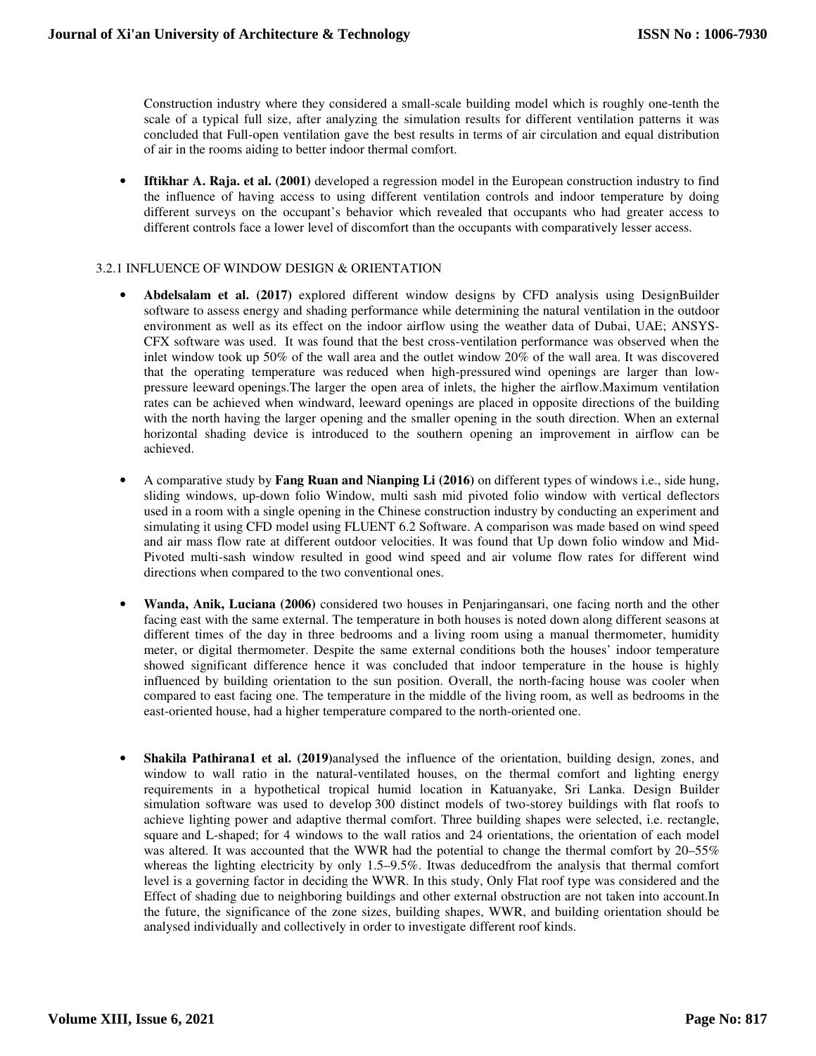Construction industry where they considered a small-scale building model which is roughly one-tenth the scale of a typical full size, after analyzing the simulation results for different ventilation patterns it was concluded that Full-open ventilation gave the best results in terms of air circulation and equal distribution of air in the rooms aiding to better indoor thermal comfort.

- **Iftikhar A. Raja. et al. (2001)** developed a regression model in the European construction industry to find the influence of having access to using different ventilation controls and indoor temperature by doing different surveys on the occupant's behavior which revealed that occupants who had greater access to different controls face a lower level of discomfort than the occupants with comparatively lesser access.

### 3.2.1 INFLUENCE OF WINDOW DESIGN & ORIENTATION

- **Abdelsalam et al. (2017)** explored different window designs by CFD analysis using DesignBuilder software to assess energy and shading performance while determining the natural ventilation in the outdoor environment as well as its effect on the indoor airflow using the weather data of Dubai, UAE; ANSYS-CFX software was used. It was found that the best cross-ventilation performance was observed when the inlet window took up 50% of the wall area and the outlet window 20% of the wall area. It was discovered that the operating temperature was reduced when high-pressured wind openings are larger than low-pressure leeward openings.The larger the open area of inlets, the higher the airflow.Maximum ventilation rates can be achieved when windward, leeward openings are placed in opposite directions of the building with the north having the larger opening and the smaller opening in the south direction. When an external horizontal shading device is introduced to the southern opening an improvement in airflow can be achieved.

- A comparative study by **Fang Ruan and Nianping Li (2016)** on different types of windows i.e., side hung, sliding windows, up-down folio Window, multi sash mid pivoted folio window with vertical deflectors used in a room with a single opening in the Chinese construction industry by conducting an experiment and simulating it using CFD model using FLUENT 6.2 Software. A comparison was made based on wind speed and air mass flow rate at different outdoor velocities. It was found that Up down folio window and Mid-Pivoted multi-sash window resulted in good wind speed and air volume flow rates for different wind directions when compared to the two conventional ones.

- **Wanda, Anik, Luciana (2006)** considered two houses in Penjaringansari, one facing north and the other facing east with the same external. The temperature in both houses is noted down along different seasons at different times of the day in three bedrooms and a living room using a manual thermometer, humidity meter, or digital thermometer. Despite the same external conditions both the houses' indoor temperature showed significant difference hence it was concluded that indoor temperature in the house is highly influenced by building orientation to the sun position. Overall, the north-facing house was cooler when compared to east facing one. The temperature in the middle of the living room, as well as bedrooms in the east-oriented house, had a higher temperature compared to the north-oriented one.

- **Shakila Pathirana1 et al. (2019)**analysed the influence of the orientation, building design, zones, and window to wall ratio in the natural-ventilated houses, on the thermal comfort and lighting energy requirements in a hypothetical tropical humid location in Katuanyake, Sri Lanka. Design Builder simulation software was used to develop 300 distinct models of two-storey buildings with flat roofs to achieve lighting power and adaptive thermal comfort. Three building shapes were selected, i.e. rectangle, square and L-shaped; for 4 windows to the wall ratios and 24 orientations, the orientation of each model was altered. It was accounted that the WWR had the potential to change the thermal comfort by 20–55% whereas the lighting electricity by only 1.5–9.5%. Itwas deducedfrom the analysis that thermal comfort level is a governing factor in deciding the WWR. In this study, Only Flat roof type was considered and the Effect of shading due to neighboring buildings and other external obstruction are not taken into account.In the future, the significance of the zone sizes, building shapes, WWR, and building orientation should be analysed individually and collectively in order to investigate different roof kinds.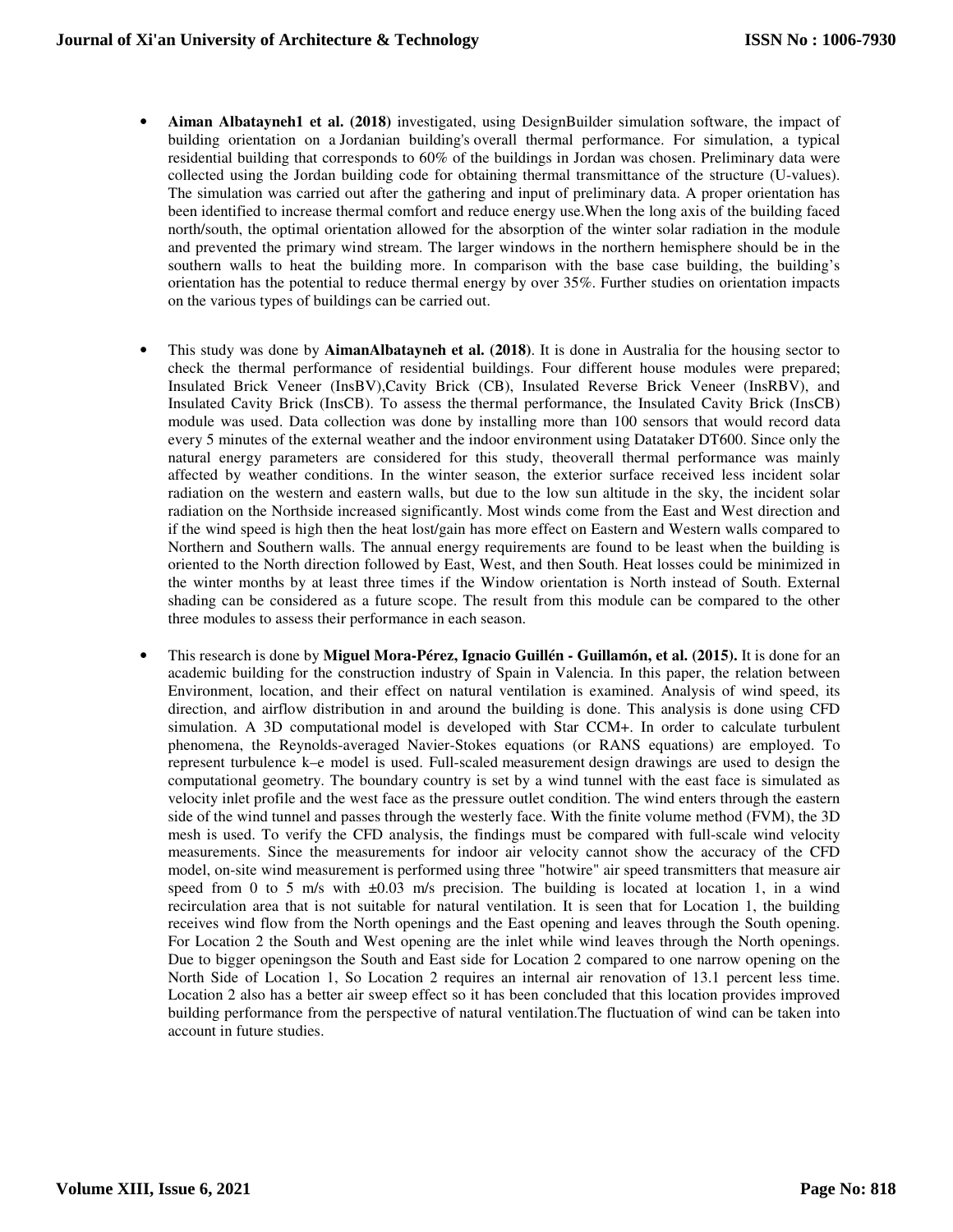- **Aiman Albatayneh1 et al. (2018)** investigated, using DesignBuilder simulation software, the impact of building orientation on a Jordanian building's overall thermal performance. For simulation, a typical residential building that corresponds to 60% of the buildings in Jordan was chosen. Preliminary data were collected using the Jordan building code for obtaining thermal transmittance of the structure (U-values). The simulation was carried out after the gathering and input of preliminary data. A proper orientation has been identified to increase thermal comfort and reduce energy use.When the long axis of the building faced north/south, the optimal orientation allowed for the absorption of the winter solar radiation in the module and prevented the primary wind stream. The larger windows in the northern hemisphere should be in the southern walls to heat the building more. In comparison with the base case building, the building's orientation has the potential to reduce thermal energy by over 35%. Further studies on orientation impacts on the various types of buildings can be carried out.

- This study was done by **AimanAlbatayneh et al. (2018)**. It is done in Australia for the housing sector to check the thermal performance of residential buildings. Four different house modules were prepared; Insulated Brick Veneer (InsBV),Cavity Brick (CB), Insulated Reverse Brick Veneer (InsRBV), and Insulated Cavity Brick (InsCB). To assess the thermal performance, the Insulated Cavity Brick (InsCB) module was used. Data collection was done by installing more than 100 sensors that would record data every 5 minutes of the external weather and the indoor environment using Datataker DT600. Since only the natural energy parameters are considered for this study, theoverall thermal performance was mainly affected by weather conditions. In the winter season, the exterior surface received less incident solar radiation on the western and eastern walls, but due to the low sun altitude in the sky, the incident solar radiation on the Northside increased significantly. Most winds come from the East and West direction and if the wind speed is high then the heat lost/gain has more effect on Eastern and Western walls compared to Northern and Southern walls. The annual energy requirements are found to be least when the building is oriented to the North direction followed by East, West, and then South. Heat losses could be minimized in the winter months by at least three times if the Window orientation is North instead of South. External shading can be considered as a future scope. The result from this module can be compared to the other three modules to assess their performance in each season.

- This research is done by **Miguel Mora-Pérez, Ignacio Guillén - Guillamón, et al. (2015).** It is done for an academic building for the construction industry of Spain in Valencia. In this paper, the relation between Environment, location, and their effect on natural ventilation is examined. Analysis of wind speed, its direction, and airflow distribution in and around the building is done. This analysis is done using CFD simulation. A 3D computational model is developed with Star CCM+. In order to calculate turbulent phenomena, the Reynolds-averaged Navier-Stokes equations (or RANS equations) are employed. To represent turbulence k–e model is used. Full-scaled measurement design drawings are used to design the computational geometry. The boundary country is set by a wind tunnel with the east face is simulated as velocity inlet profile and the west face as the pressure outlet condition. The wind enters through the eastern side of the wind tunnel and passes through the westerly face. With the finite volume method (FVM), the 3D mesh is used. To verify the CFD analysis, the findings must be compared with full-scale wind velocity measurements. Since the measurements for indoor air velocity cannot show the accuracy of the CFD model, on-site wind measurement is performed using three "hotwire" air speed transmitters that measure air speed from 0 to 5 m/s with ±0.03 m/s precision. The building is located at location 1, in a wind recirculation area that is not suitable for natural ventilation. It is seen that for Location 1, the building receives wind flow from the North openings and the East opening and leaves through the South opening. For Location 2 the South and West opening are the inlet while wind leaves through the North openings. Due to bigger openingson the South and East side for Location 2 compared to one narrow opening on the North Side of Location 1, So Location 2 requires an internal air renovation of 13.1 percent less time. Location 2 also has a better air sweep effect so it has been concluded that this location provides improved building performance from the perspective of natural ventilation.The fluctuation of wind can be taken into account in future studies.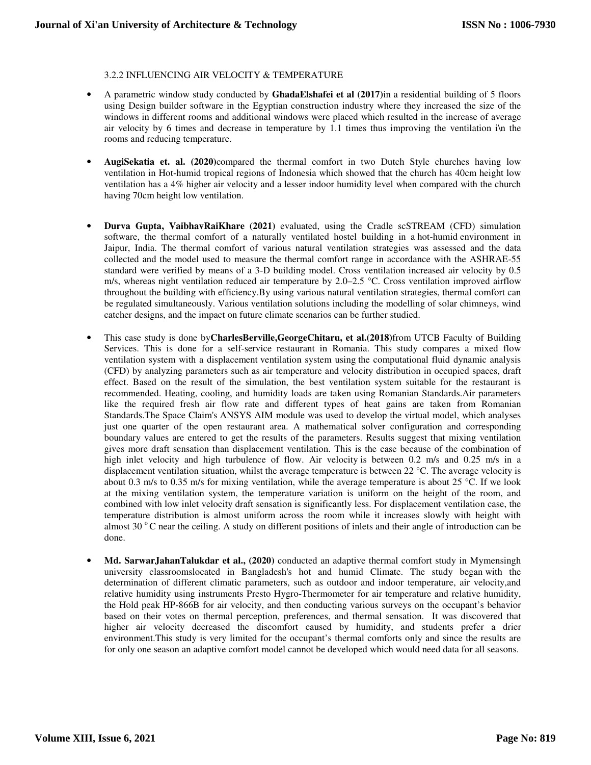3.2.2 INFLUENCING AIR VELOCITY & TEMPERATURE

- A parametric window study conducted by **GhadaElshafei et al (2017)**in a residential building of 5 floors using Design builder software in the Egyptian construction industry where they increased the size of the windows in different rooms and additional windows were placed which resulted in the increase of average air velocity by 6 times and decrease in temperature by 1.1 times thus improving the ventilation i\n the rooms and reducing temperature.

- **AugiSekatia et. al. (2020)**compared the thermal comfort in two Dutch Style churches having low ventilation in Hot-humid tropical regions of Indonesia which showed that the church has 40cm height low ventilation has a 4% higher air velocity and a lesser indoor humidity level when compared with the church having 70cm height low ventilation.

- **Durva Gupta, VaibhavRaiKhare (2021)** evaluated, using the Cradle scSTREAM (CFD) simulation software, the thermal comfort of a naturally ventilated hostel building in a hot-humid environment in Jaipur, India. The thermal comfort of various natural ventilation strategies was assessed and the data collected and the model used to measure the thermal comfort range in accordance with the ASHRAE-55 standard were verified by means of a 3-D building model. Cross ventilation increased air velocity by 0.5 m/s, whereas night ventilation reduced air temperature by 2.0–2.5 °C. Cross ventilation improved airflow throughout the building with efficiency.By using various natural ventilation strategies, thermal comfort can be regulated simultaneously. Various ventilation solutions including the modelling of solar chimneys, wind catcher designs, and the impact on future climate scenarios can be further studied.

- This case study is done by**CharlesBerville,GeorgeChitaru, et al.(2018)**from UTCB Faculty of Building Services. This is done for a self-service restaurant in Romania. This study compares a mixed flow ventilation system with a displacement ventilation system using the computational fluid dynamic analysis (CFD) by analyzing parameters such as air temperature and velocity distribution in occupied spaces, draft effect. Based on the result of the simulation, the best ventilation system suitable for the restaurant is recommended. Heating, cooling, and humidity loads are taken using Romanian Standards.Air parameters like the required fresh air flow rate and different types of heat gains are taken from Romanian Standards.The Space Claim's ANSYS AIM module was used to develop the virtual model, which analyses just one quarter of the open restaurant area. A mathematical solver configuration and corresponding boundary values are entered to get the results of the parameters. Results suggest that mixing ventilation gives more draft sensation than displacement ventilation. This is the case because of the combination of high inlet velocity and high turbulence of flow. Air velocity is between 0.2 m/s and 0.25 m/s in a displacement ventilation situation, whilst the average temperature is between 22 °C. The average velocity is about 0.3 m/s to 0.35 m/s for mixing ventilation, while the average temperature is about 25 °C. If we look at the mixing ventilation system, the temperature variation is uniform on the height of the room, and combined with low inlet velocity draft sensation is significantly less. For displacement ventilation case, the temperature distribution is almost uniform across the room while it increases slowly with height with almost 30 °C near the ceiling. A study on different positions of inlets and their angle of introduction can be done.

- **Md. SarwarJahanTalukdar et al., (2020)** conducted an adaptive thermal comfort study in Mymensingh university classroomslocated in Bangladesh's hot and humid Climate. The study began with the determination of different climatic parameters, such as outdoor and indoor temperature, air velocity,and relative humidity using instruments Presto Hygro-Thermometer for air temperature and relative humidity, the Hold peak HP-866B for air velocity, and then conducting various surveys on the occupant's behavior based on their votes on thermal perception, preferences, and thermal sensation. It was discovered that higher air velocity decreased the discomfort caused by humidity, and students prefer a drier environment.This study is very limited for the occupant's thermal comforts only and since the results are for only one season an adaptive comfort model cannot be developed which would need data for all seasons.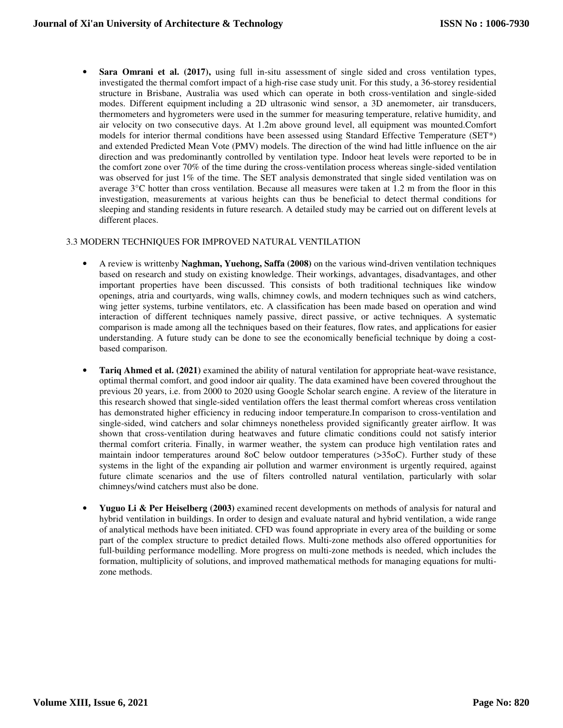- **Sara Omrani et al. (2017),** using full in-situ assessment of single sided and cross ventilation types, investigated the thermal comfort impact of a high-rise case study unit. For this study, a 36-storey residential structure in Brisbane, Australia was used which can operate in both cross-ventilation and single-sided modes. Different equipment including a 2D ultrasonic wind sensor, a 3D anemometer, air transducers, thermometers and hygrometers were used in the summer for measuring temperature, relative humidity, and air velocity on two consecutive days. At 1.2m above ground level, all equipment was mounted.Comfort models for interior thermal conditions have been assessed using Standard Effective Temperature (SET*) and extended Predicted Mean Vote (PMV) models. The direction of the wind had little influence on the air direction and was predominantly controlled by ventilation type. Indoor heat levels were reported to be in the comfort zone over 70% of the time during the cross-ventilation process whereas single-sided ventilation was observed for just 1% of the time. The SET analysis demonstrated that single sided ventilation was on average 3°C hotter than cross ventilation. Because all measures were taken at 1.2 m from the floor in this investigation, measurements at various heights can thus be beneficial to detect thermal conditions for sleeping and standing residents in future research. A detailed study may be carried out on different levels at different places.

### 3.3 MODERN TECHNIQUES FOR IMPROVED NATURAL VENTILATION

- A review is writtenby **Naghman, Yuehong, Saffa (2008)** on the various wind-driven ventilation techniques based on research and study on existing knowledge. Their workings, advantages, disadvantages, and other important properties have been discussed. This consists of both traditional techniques like window openings, atria and courtyards, wing walls, chimney cowls, and modern techniques such as wind catchers, wing jetter systems, turbine ventilators, etc. A classification has been made based on operation and wind interaction of different techniques namely passive, direct passive, or active techniques. A systematic comparison is made among all the techniques based on their features, flow rates, and applications for easier understanding. A future study can be done to see the economically beneficial technique by doing a cost-based comparison.

- **Tariq Ahmed et al. (2021)** examined the ability of natural ventilation for appropriate heat-wave resistance, optimal thermal comfort, and good indoor air quality. The data examined have been covered throughout the previous 20 years, i.e. from 2000 to 2020 using Google Scholar search engine. A review of the literature in this research showed that single-sided ventilation offers the least thermal comfort whereas cross ventilation has demonstrated higher efficiency in reducing indoor temperature.In comparison to cross-ventilation and single-sided, wind catchers and solar chimneys nonetheless provided significantly greater airflow. It was shown that cross-ventilation during heatwaves and future climatic conditions could not satisfy interior thermal comfort criteria. Finally, in warmer weather, the system can produce high ventilation rates and maintain indoor temperatures around 8oC below outdoor temperatures (>35oC). Further study of these systems in the light of the expanding air pollution and warmer environment is urgently required, against future climate scenarios and the use of filters controlled natural ventilation, particularly with solar chimneys/wind catchers must also be done.

- **Yuguo Li & Per Heiselberg (2003)** examined recent developments on methods of analysis for natural and hybrid ventilation in buildings. In order to design and evaluate natural and hybrid ventilation, a wide range of analytical methods have been initiated. CFD was found appropriate in every area of the building or some part of the complex structure to predict detailed flows. Multi-zone methods also offered opportunities for full-building performance modelling. More progress on multi-zone methods is needed, which includes the formation, multiplicity of solutions, and improved mathematical methods for managing equations for multi-zone methods.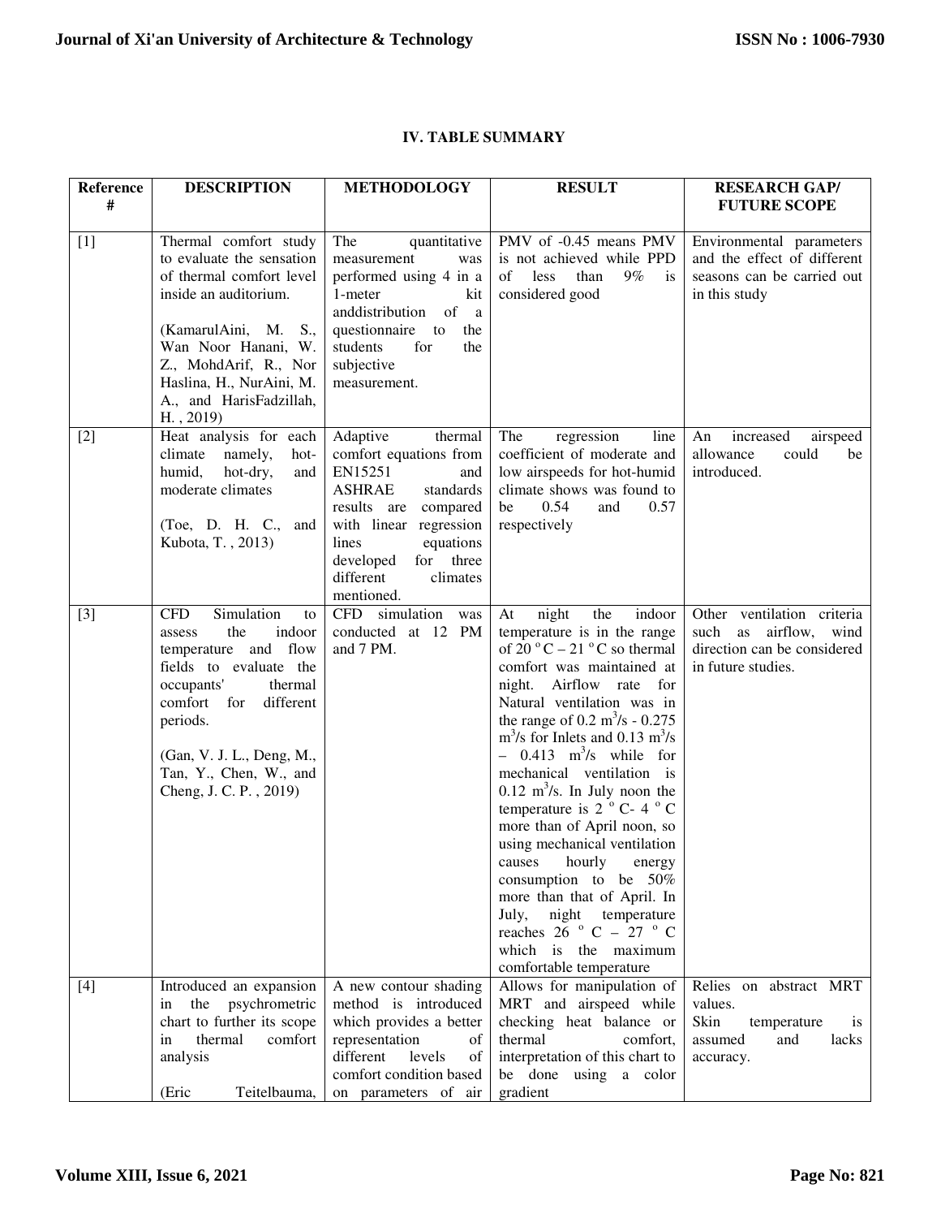## IV. TABLE SUMMARY

| Reference # | DESCRIPTION | METHODOLOGY | RESULT | RESEARCH GAP/ FUTURE SCOPE |
|---|---|---|---|---|
| [1] | Thermal comfort study to evaluate the sensation of thermal comfort level inside an auditorium. (KamarulAini, M. S., Wan Noor Hanani, W. Z., MohdArif, R., Nor Haslina, H., NurAini, M. A., and HarisFadzillah, H. , 2019) | The quantitative measurement was performed using 4 in a 1-meter kit anddistribution of a questionnaire to the students for the subjective measurement. | PMV of -0.45 means PMV is not achieved while PPD of less than 9% is considered good | Environmental parameters and the effect of different seasons can be carried out in this study |
| [2] | Heat analysis for each climate namely, hot-humid, hot-dry, and moderate climates (Toe, D. H. C., and Kubota, T. , 2013) | Adaptive thermal comfort equations from EN15251 and ASHRAE standards results are compared with linear regression lines equations developed for three different climates mentioned. | The regression line coefficient of moderate and low airspeeds for hot-humid climate shows was found to be 0.54 and 0.57 respectively | An increased airspeed allowance could be introduced. |
| [3] | CFD Simulation to assess the indoor temperature and flow fields to evaluate the occupants' thermal comfort for different periods. (Gan, V. J. L., Deng, M., Tan, Y., Chen, W., and Cheng, J. C. P. , 2019) | CFD simulation was conducted at 12 PM and 7 PM. | At night the indoor temperature is in the range of 20 °C – 21 °C so thermal comfort was maintained at night. Airflow rate for Natural ventilation was in the range of 0.2 $m^3/s$ - 0.275 $m^3/s$ for Inlets and 0.13 $m^3/s$ – 0.413 $m^3/s$ while for mechanical ventilation is 0.12 $m^3/s$. In July noon the temperature is 2 °C- 4 °C more than of April noon, so using mechanical ventilation causes hourly energy consumption to be 50% more than that of April. In July, night temperature reaches 26 °C – 27 °C which is the maximum comfortable temperature | Other ventilation criteria such as airflow, wind direction can be considered in future studies. |
| [4] | Introduced an expansion in the psychrometric chart to further its scope in thermal comfort analysis (Eric Teitelbauma, | A new contour shading method is introduced which provides a better representation of different levels of comfort condition based on parameters of air | Allows for manipulation of MRT and airspeed while checking heat balance or thermal comfort, interpretation of this chart to be done using a color gradient | Relies on abstract MRT values. Skin temperature is assumed and lacks accuracy. |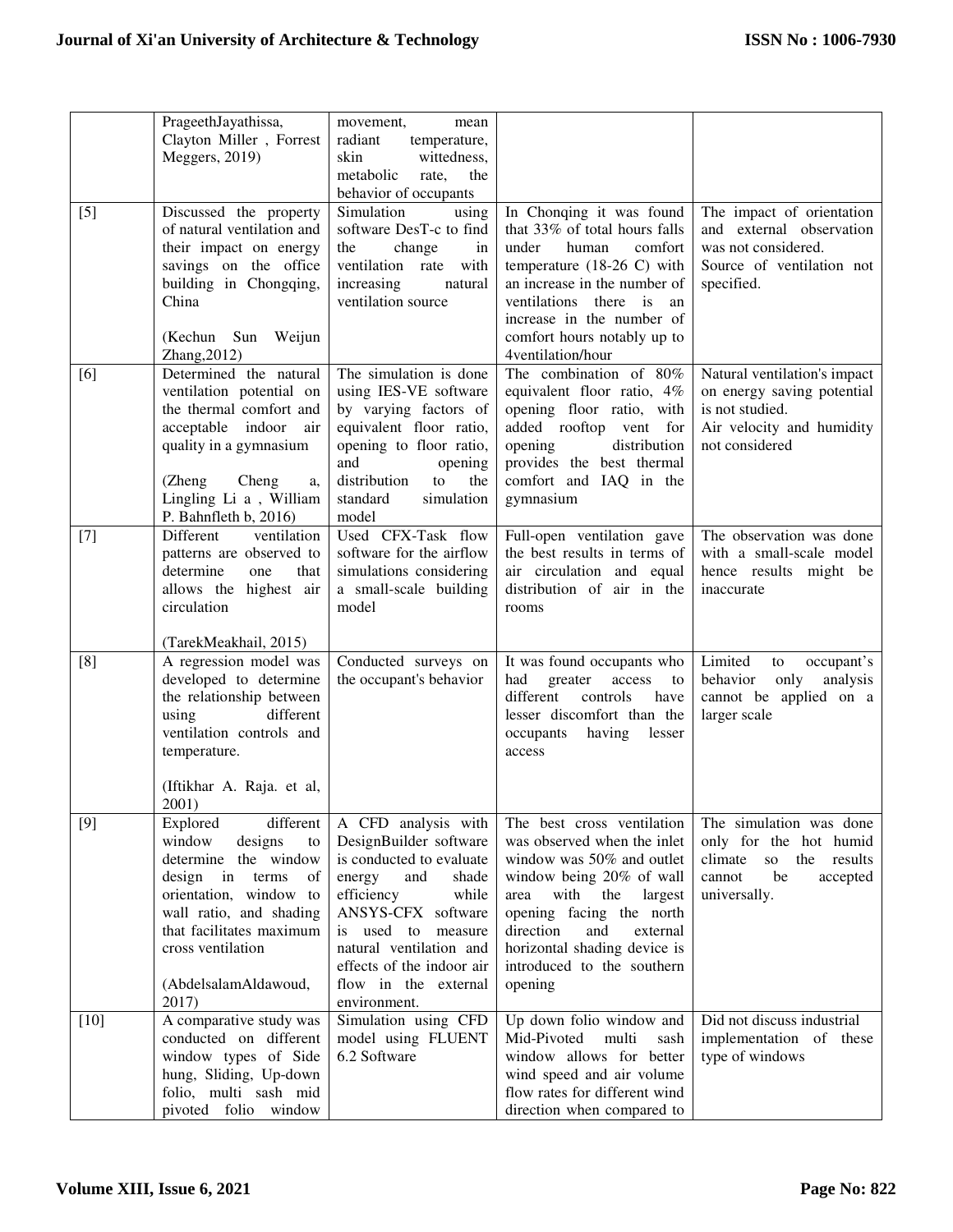| | | | | |
|---|---|---|---|---|
| | PrageethJayathissa, Clayton Miller , Forrest Meggers, 2019) | movement, mean radiant temperature, skin wittedness, metabolic rate, the behavior of occupants | | |
| [5] | Discussed the property of natural ventilation and their impact on energy savings on the office building in Chongqing, China<br><br>(Kechun Sun Weijun Zhang,2012) | Simulation using software DesT-c to find the change in ventilation rate with increasing natural ventilation source | In Chonqing it was found that 33% of total hours falls under human comfort temperature (18-26 C) with an increase in the number of ventilations there is an increase in the number of comfort hours notably up to 4ventilation/hour | The impact of orientation and external observation was not considered.<br>Source of ventilation not specified. |
| [6] | Determined the natural ventilation potential on the thermal comfort and acceptable indoor air quality in a gymnasium<br><br>(Zheng Cheng a, Lingling Li a , William P. Bahnfleth b, 2016) | The simulation is done using IES-VE software by varying factors of equivalent floor ratio, opening to floor ratio, and opening distribution to the standard simulation model | The combination of 80% equivalent floor ratio, 4% opening floor ratio, with added rooftop vent for opening distribution provides the best thermal comfort and IAQ in the gymnasium | Natural ventilation's impact on energy saving potential is not studied.<br>Air velocity and humidity not considered |
| [7] | Different ventilation patterns are observed to determine one that allows the highest air circulation<br><br>(TarekMeakhail, 2015) | Used CFX-Task flow software for the airflow simulations considering a small-scale building model | Full-open ventilation gave the best results in terms of air circulation and equal distribution of air in the rooms | The observation was done with a small-scale model hence results might be inaccurate |
| [8] | A regression model was developed to determine the relationship between using different ventilation controls and temperature.<br><br>(Iftikhar A. Raja. et al, 2001) | Conducted surveys on the occupant's behavior | It was found occupants who had greater access to different controls have lesser discomfort than the occupants having lesser access | Limited to occupant's behavior only analysis cannot be applied on a larger scale |
| [9] | Explored different window designs to determine the window design in terms of orientation, window to wall ratio, and shading that facilitates maximum cross ventilation<br><br>(AbdelsalamAldawoud, 2017) | A CFD analysis with DesignBuilder software is conducted to evaluate energy and shade efficiency while ANSYS-CFX software is used to measure natural ventilation and effects of the indoor air flow in the external environment. | The best cross ventilation was observed when the inlet window was 50% and outlet window being 20% of wall area with the largest opening facing the north direction and external horizontal shading device is introduced to the southern opening | The simulation was done only for the hot humid climate so the results cannot be accepted universally. |
| [10] | A comparative study was conducted on different window types of Side hung, Sliding, Up-down folio, multi sash mid pivoted folio window | Simulation using CFD model using FLUENT 6.2 Software | Up down folio window and Mid-Pivoted multi sash window allows for better wind speed and air volume flow rates for different wind direction when compared to | Did not discuss industrial implementation of these type of windows |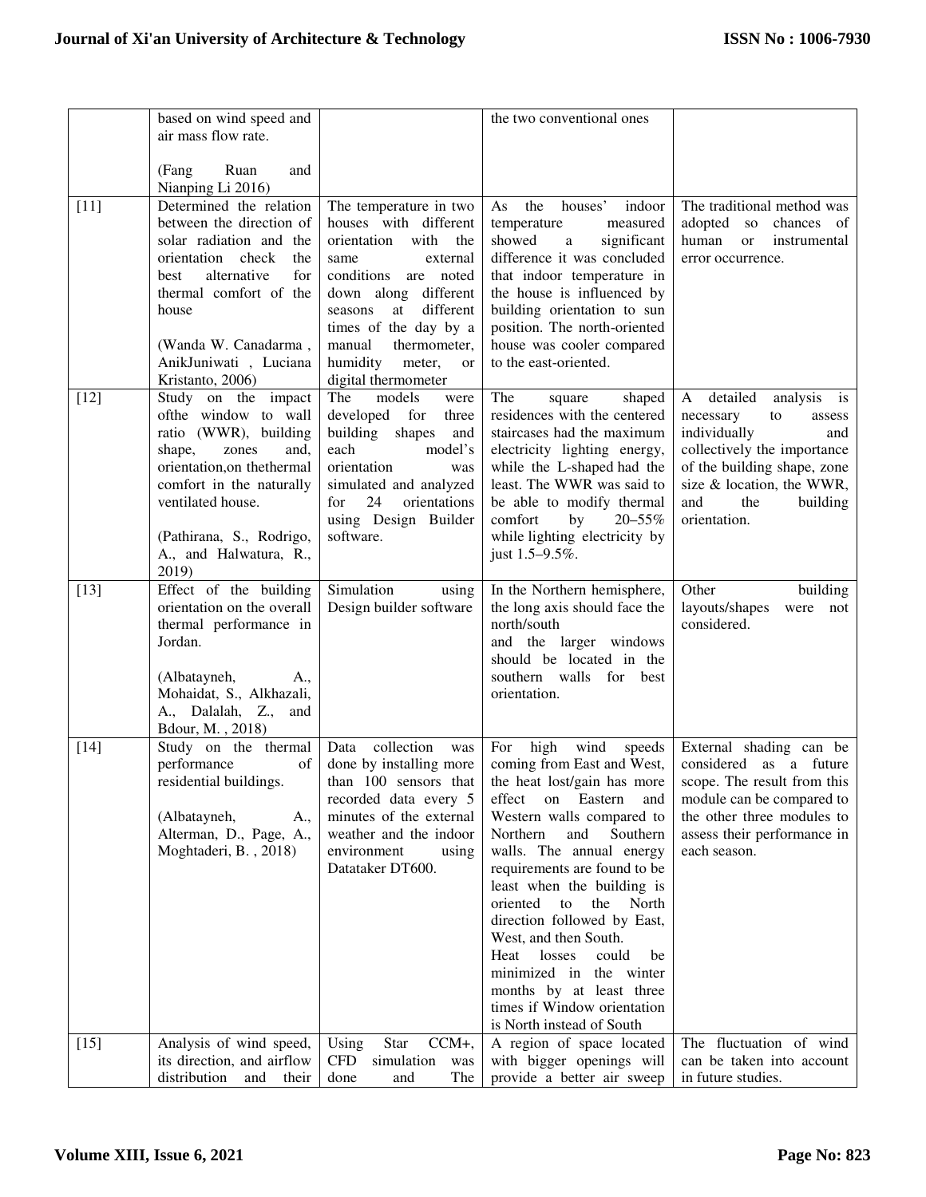| | | | | |
|---|---|---|---|---|
| | based on wind speed and air mass flow rate.<br><br>(Fang Ruan and Nianping Li 2016) | | the two conventional ones | |
| [11] | Determined the relation between the direction of solar radiation and the orientation check the best alternative for thermal comfort of the house<br><br>(Wanda W. Canadarma , AnikJuniwati , Luciana Kristanto, 2006) | The temperature in two houses with different orientation with the same external conditions are noted down along different seasons at different times of the day by a manual thermometer, humidity meter, or digital thermometer | As the houses' indoor temperature measured showed a significant difference it was concluded that indoor temperature in the house is influenced by building orientation to sun position. The north-oriented house was cooler compared to the east-oriented. | The traditional method was adopted so chances of human or instrumental error occurrence. |
| [12] | Study on the impact ofthe window to wall ratio (WWR), building shape, zones and, orientation,on thethermal comfort in the naturally ventilated house.<br><br>(Pathirana, S., Rodrigo, A., and Halwatura, R., 2019) | The models were developed for three building shapes and each model's orientation was simulated and analyzed for 24 orientations using Design Builder software. | The square shaped residences with the centered staircases had the maximum electricity lighting energy, while the L-shaped had the least. The WWR was said to be able to modify thermal comfort by 20–55% while lighting electricity by just 1.5–9.5%. | A detailed analysis is necessary to assess individually and collectively the importance of the building shape, zone size & location, the WWR, and the building orientation. |
| [13] | Effect of the building orientation on the overall thermal performance in Jordan.<br><br>(Albatayneh, A., Mohaidat, S., Alkhazali, A., Dalalah, Z., and Bdour, M. , 2018) | Simulation using Design builder software | In the Northern hemisphere, the long axis should face the north/south and the larger windows should be located in the southern walls for best orientation. | Other building layouts/shapes were not considered. |
| [14] | Study on the thermal performance of residential buildings.<br><br>(Albatayneh, A., Alterman, D., Page, A., Moghtaderi, B. , 2018) | Data collection was done by installing more than 100 sensors that recorded data every 5 minutes of the external weather and the indoor environment using Datataker DT600. | For high wind speeds coming from East and West, the heat lost/gain has more effect on Eastern and Western walls compared to Northern and Southern walls. The annual energy requirements are found to be least when the building is oriented to the North direction followed by East, West, and then South.<br>Heat losses could be minimized in the winter months by at least three times if Window orientation is North instead of South | External shading can be considered as a future scope. The result from this module can be compared to the other three modules to assess their performance in each season. |
| [15] | Analysis of wind speed, its direction, and airflow distribution and their | Using Star CCM+, CFD simulation was done and The | A region of space located with bigger openings will provide a better air sweep | The fluctuation of wind can be taken into account in future studies. |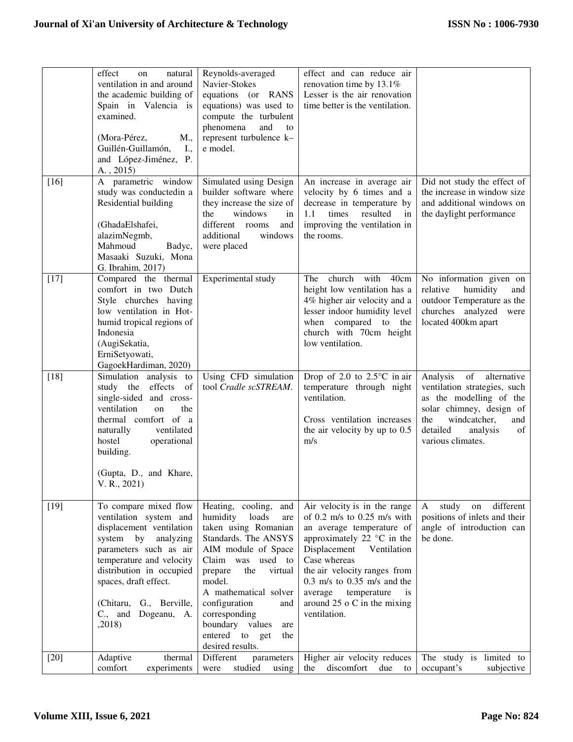| | | | | |
|---|---|---|---|---|
| | effect on natural ventilation in and around the academic building of Spain in Valencia is examined.<br><br>(Mora-Pérez, M., Guillén-Guillamón, I., and López-Jiménez, P. A. , 2015) | Reynolds-averaged Navier-Stokes equations (or RANS equations) was used to compute the turbulent phenomena and to represent turbulence k–e model. | effect and can reduce air renovation time by 13.1%<br>Lesser is the air renovation time better is the ventilation. | |
| [16] | A parametric window study was conductedin a Residential building<br><br>(GhadaElshafei, alazimNegmb, Mahmoud Badyc, Masaaki Suzuki, Mona G. Ibrahim, 2017) | Simulated using Design builder software where they increase the size of the windows in different rooms and additional windows were placed | An increase in average air velocity by 6 times and a decrease in temperature by 1.1 times resulted in improving the ventilation in the rooms. | Did not study the effect of the increase in window size and additional windows on the daylight performance |
| [17] | Compared the thermal comfort in two Dutch Style churches having low ventilation in Hot-humid tropical regions of Indonesia<br>(AugiSekatia, ErniSetyowati, GagoekHardiman, 2020) | Experimental study | The church with 40cm height low ventilation has a 4% higher air velocity and a lesser indoor humidity level when compared to the church with 70cm height low ventilation. | No information given on relative humidity and outdoor Temperature as the churches analyzed were located 400km apart |
| [18] | Simulation analysis to study the effects of single-sided and cross-ventilation on the thermal comfort of a naturally ventilated hostel operational building.<br><br>(Gupta, D., and Khare, V. R., 2021) | Using CFD simulation tool *Cradle scSTREAM*. | Drop of 2.0 to 2.5°C in air temperature through night ventilation.<br><br>Cross ventilation increases the air velocity by up to 0.5 m/s | Analysis of alternative ventilation strategies, such as the modelling of the solar chimney, design of the windcatcher, and detailed analysis of various climates. |
| [19] | To compare mixed flow ventilation system and displacement ventilation system by analyzing parameters such as air temperature and velocity distribution in occupied spaces, draft effect.<br><br>(Chitaru, G., Berville, C., and Dogeanu, A. ,2018) | Heating, cooling, and humidity loads are taken using Romanian Standards. The ANSYS AIM module of Space Claim was used to prepare the virtual model.<br>A mathematical solver configuration and corresponding boundary values are entered to get the desired results. | Air velocity is in the range of 0.2 m/s to 0.25 m/s with an average temperature of approximately 22 °C in the Displacement Ventilation Case whereas the air velocity ranges from 0.3 m/s to 0.35 m/s and the average temperature is around 25 o C in the mixing ventilation. | A study on different positions of inlets and their angle of introduction can be done. |
| [20] | Adaptive thermal comfort experiments | Different parameters were studied using | Higher air velocity reduces the discomfort due to | The study is limited to occupant's subjective |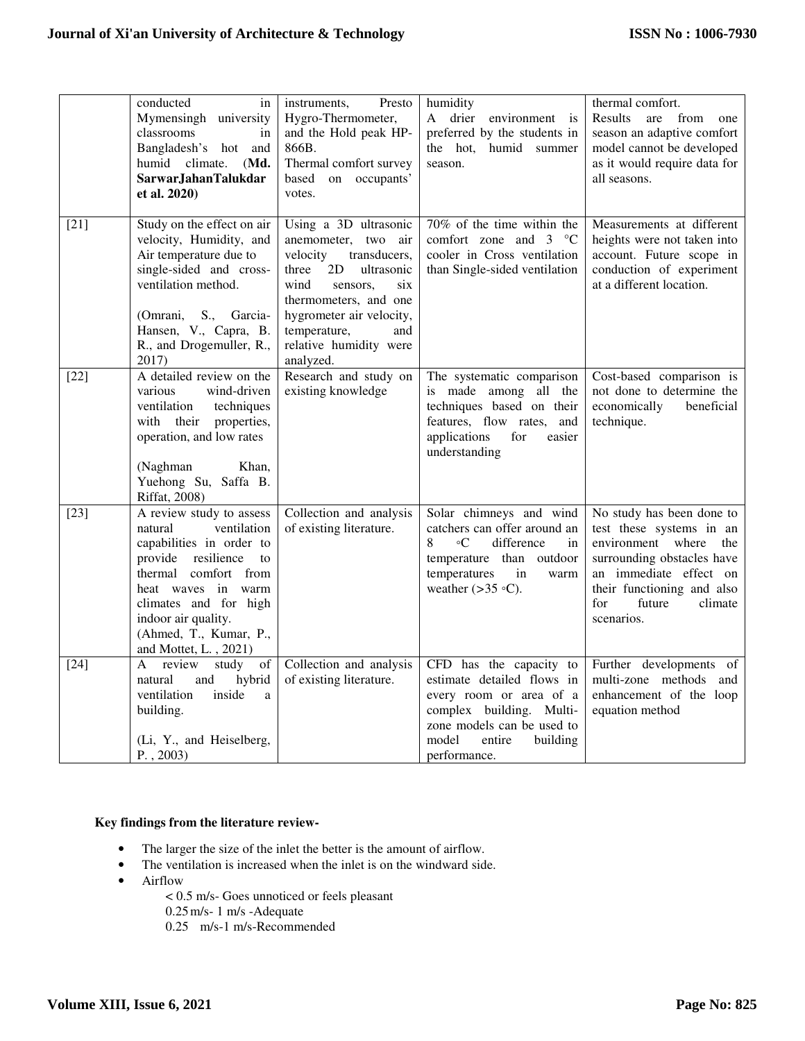| | | | | |
|---|---|---|---|---|
| | conducted in Mymensingh university classrooms in Bangladesh's hot and humid climate. (**Md. SarwarJahanTalukdar et al. 2020**) | instruments, Presto Hygro-Thermometer, and the Hold peak HP-866B. Thermal comfort survey based on occupants' votes. | humidity A drier environment is preferred by the students in the hot, humid summer season. | thermal comfort. Results are from one season an adaptive comfort model cannot be developed as it would require data for all seasons. |
| [21] | Study on the effect on air velocity, Humidity, and Air temperature due to single-sided and cross-ventilation method. (Omrani, S., Garcia-Hansen, V., Capra, B. R., and Drogemuller, R., 2017) | Using a 3D ultrasonic anemometer, two air velocity transducers, three 2D ultrasonic wind sensors, six thermometers, and one hygrometer air velocity, temperature, and relative humidity were analyzed. | 70% of the time within the comfort zone and 3 °C cooler in Cross ventilation than Single-sided ventilation | Measurements at different heights were not taken into account. Future scope in conduction of experiment at a different location. |
| [22] | A detailed review on the various wind-driven ventilation techniques with their properties, operation, and low rates (Naghman Khan, Yuehong Su, Saffa B. Riffat, 2008) | Research and study on existing knowledge | The systematic comparison is made among all the techniques based on their features, flow rates, and applications for easier understanding | Cost-based comparison is not done to determine the economically beneficial technique. |
| [23] | A review study to assess natural ventilation capabilities in order to provide resilience to thermal comfort from heat waves in warm climates and for high indoor air quality. (Ahmed, T., Kumar, P., and Mottet, L. , 2021) | Collection and analysis of existing literature. | Solar chimneys and wind catchers can offer around an 8 ◦C difference in temperature than outdoor temperatures in warm weather (>35 ◦C). | No study has been done to test these systems in an environment where the surrounding obstacles have an immediate effect on their functioning and also for future climate scenarios. |
| [24] | A review study of natural and hybrid ventilation inside a building. (Li, Y., and Heiselberg, P. , 2003) | Collection and analysis of existing literature. | CFD has the capacity to estimate detailed flows in every room or area of a complex building. Multi-zone models can be used to model entire building performance. | Further developments of multi-zone methods and enhancement of the loop equation method |

**Key findings from the literature review-**

- The larger the size of the inlet the better is the amount of airflow.
- The ventilation is increased when the inlet is on the windward side.
- Airflow
  - < 0.5 m/s- Goes unnoticed or feels pleasant
  - 0.25 m/s- 1 m/s -Adequate
  - 0.25 m/s-1 m/s-Recommended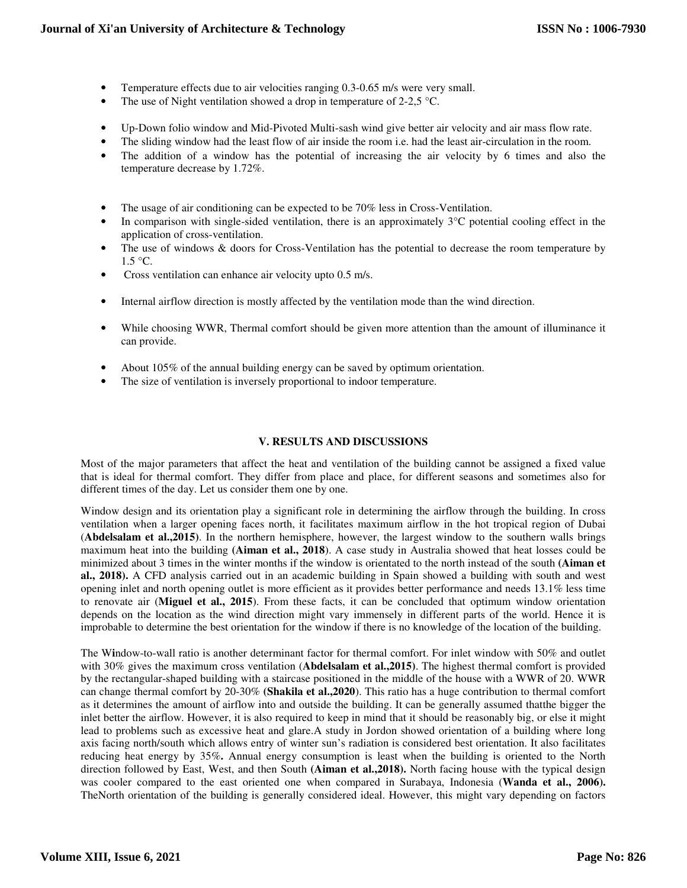- Temperature effects due to air velocities ranging 0.3-0.65 m/s were very small.
- The use of Night ventilation showed a drop in temperature of 2-2,5 °C.

- Up-Down folio window and Mid-Pivoted Multi-sash wind give better air velocity and air mass flow rate.
- The sliding window had the least flow of air inside the room i.e. had the least air-circulation in the room.
- The addition of a window has the potential of increasing the air velocity by 6 times and also the temperature decrease by 1.72%.

- The usage of air conditioning can be expected to be 70% less in Cross-Ventilation.
- In comparison with single-sided ventilation, there is an approximately 3°C potential cooling effect in the application of cross-ventilation.
- The use of windows & doors for Cross-Ventilation has the potential to decrease the room temperature by 1.5 °C.
- Cross ventilation can enhance air velocity upto 0.5 m/s.

- Internal airflow direction is mostly affected by the ventilation mode than the wind direction.

- While choosing WWR, Thermal comfort should be given more attention than the amount of illuminance it can provide.

- About 105% of the annual building energy can be saved by optimum orientation.
- The size of ventilation is inversely proportional to indoor temperature.

## V. RESULTS AND DISCUSSIONS

Most of the major parameters that affect the heat and ventilation of the building cannot be assigned a fixed value that is ideal for thermal comfort. They differ from place and place, for different seasons and sometimes also for different times of the day. Let us consider them one by one.

Window design and its orientation play a significant role in determining the airflow through the building. In cross ventilation when a larger opening faces north, it facilitates maximum airflow in the hot tropical region of Dubai (**Abdelsalam et al.,2015**). In the northern hemisphere, however, the largest window to the southern walls brings maximum heat into the building **(Aiman et al., 2018**). A case study in Australia showed that heat losses could be minimized about 3 times in the winter months if the window is orientated to the north instead of the south **(Aiman et al., 2018).** A CFD analysis carried out in an academic building in Spain showed a building with south and west opening inlet and north opening outlet is more efficient as it provides better performance and needs 13.1% less time to renovate air (**Miguel et al., 2015**). From these facts, it can be concluded that optimum window orientation depends on the location as the wind direction might vary immensely in different parts of the world. Hence it is improbable to determine the best orientation for the window if there is no knowledge of the location of the building.

The Window-to-wall ratio is another determinant factor for thermal comfort. For inlet window with 50% and outlet with 30% gives the maximum cross ventilation (**Abdelsalam et al.,2015**). The highest thermal comfort is provided by the rectangular-shaped building with a staircase positioned in the middle of the house with a WWR of 20. WWR can change thermal comfort by 20-30% **(Shakila et al.,2020**). This ratio has a huge contribution to thermal comfort as it determines the amount of airflow into and outside the building. It can be generally assumed thatthe bigger the inlet better the airflow. However, it is also required to keep in mind that it should be reasonably big, or else it might lead to problems such as excessive heat and glare.A study in Jordon showed orientation of a building where long axis facing north/south which allows entry of winter sun's radiation is considered best orientation. It also facilitates reducing heat energy by 35%**.** Annual energy consumption is least when the building is oriented to the North direction followed by East, West, and then South **(Aiman et al.,2018).** North facing house with the typical design was cooler compared to the east oriented one when compared in Surabaya, Indonesia (**Wanda et al., 2006).** TheNorth orientation of the building is generally considered ideal. However, this might vary depending on factors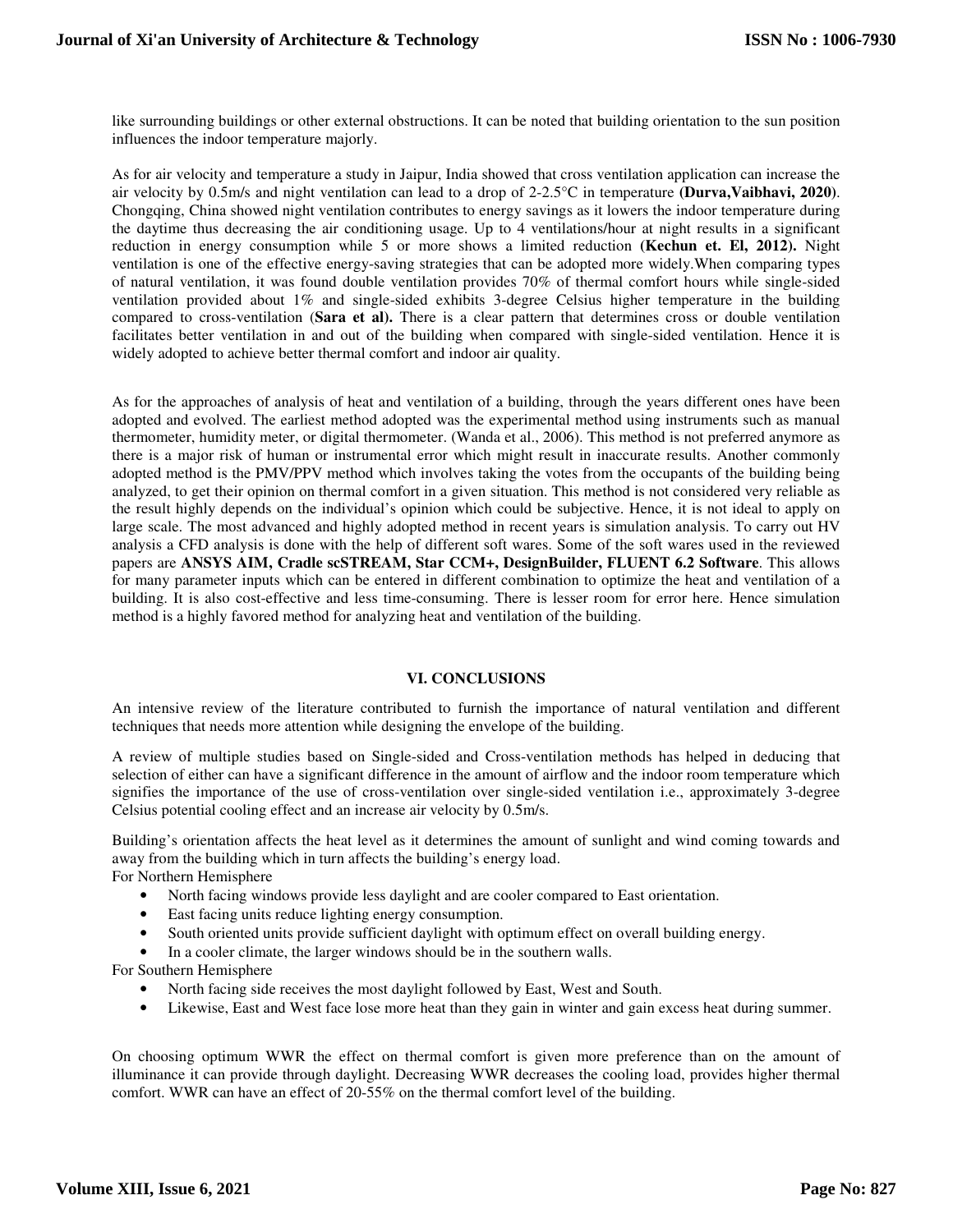like surrounding buildings or other external obstructions. It can be noted that building orientation to the sun position influences the indoor temperature majorly.

As for air velocity and temperature a study in Jaipur, India showed that cross ventilation application can increase the air velocity by 0.5m/s and night ventilation can lead to a drop of 2-2.5°C in temperature **(Durva,Vaibhavi, 2020)**. Chongqing, China showed night ventilation contributes to energy savings as it lowers the indoor temperature during the daytime thus decreasing the air conditioning usage. Up to 4 ventilations/hour at night results in a significant reduction in energy consumption while 5 or more shows a limited reduction **(Kechun et. El, 2012).** Night ventilation is one of the effective energy-saving strategies that can be adopted more widely.When comparing types of natural ventilation, it was found double ventilation provides 70% of thermal comfort hours while single-sided ventilation provided about 1% and single-sided exhibits 3-degree Celsius higher temperature in the building compared to cross-ventilation (**Sara et al).** There is a clear pattern that determines cross or double ventilation facilitates better ventilation in and out of the building when compared with single-sided ventilation. Hence it is widely adopted to achieve better thermal comfort and indoor air quality.

As for the approaches of analysis of heat and ventilation of a building, through the years different ones have been adopted and evolved. The earliest method adopted was the experimental method using instruments such as manual thermometer, humidity meter, or digital thermometer. (Wanda et al., 2006). This method is not preferred anymore as there is a major risk of human or instrumental error which might result in inaccurate results. Another commonly adopted method is the PMV/PPV method which involves taking the votes from the occupants of the building being analyzed, to get their opinion on thermal comfort in a given situation. This method is not considered very reliable as the result highly depends on the individual's opinion which could be subjective. Hence, it is not ideal to apply on large scale. The most advanced and highly adopted method in recent years is simulation analysis. To carry out HV analysis a CFD analysis is done with the help of different soft wares. Some of the soft wares used in the reviewed papers are **ANSYS AIM, Cradle scSTREAM, Star CCM+, DesignBuilder, FLUENT 6.2 Software**. This allows for many parameter inputs which can be entered in different combination to optimize the heat and ventilation of a building. It is also cost-effective and less time-consuming. There is lesser room for error here. Hence simulation method is a highly favored method for analyzing heat and ventilation of the building.

## VI. CONCLUSIONS

An intensive review of the literature contributed to furnish the importance of natural ventilation and different techniques that needs more attention while designing the envelope of the building.

A review of multiple studies based on Single-sided and Cross-ventilation methods has helped in deducing that selection of either can have a significant difference in the amount of airflow and the indoor room temperature which signifies the importance of the use of cross-ventilation over single-sided ventilation i.e., approximately 3-degree Celsius potential cooling effect and an increase air velocity by 0.5m/s.

Building's orientation affects the heat level as it determines the amount of sunlight and wind coming towards and away from the building which in turn affects the building's energy load.

For Northern Hemisphere

- North facing windows provide less daylight and are cooler compared to East orientation.
- East facing units reduce lighting energy consumption.
- South oriented units provide sufficient daylight with optimum effect on overall building energy.
- In a cooler climate, the larger windows should be in the southern walls.

For Southern Hemisphere

- North facing side receives the most daylight followed by East, West and South.
- Likewise, East and West face lose more heat than they gain in winter and gain excess heat during summer.

On choosing optimum WWR the effect on thermal comfort is given more preference than on the amount of illuminance it can provide through daylight. Decreasing WWR decreases the cooling load, provides higher thermal comfort. WWR can have an effect of 20-55% on the thermal comfort level of the building.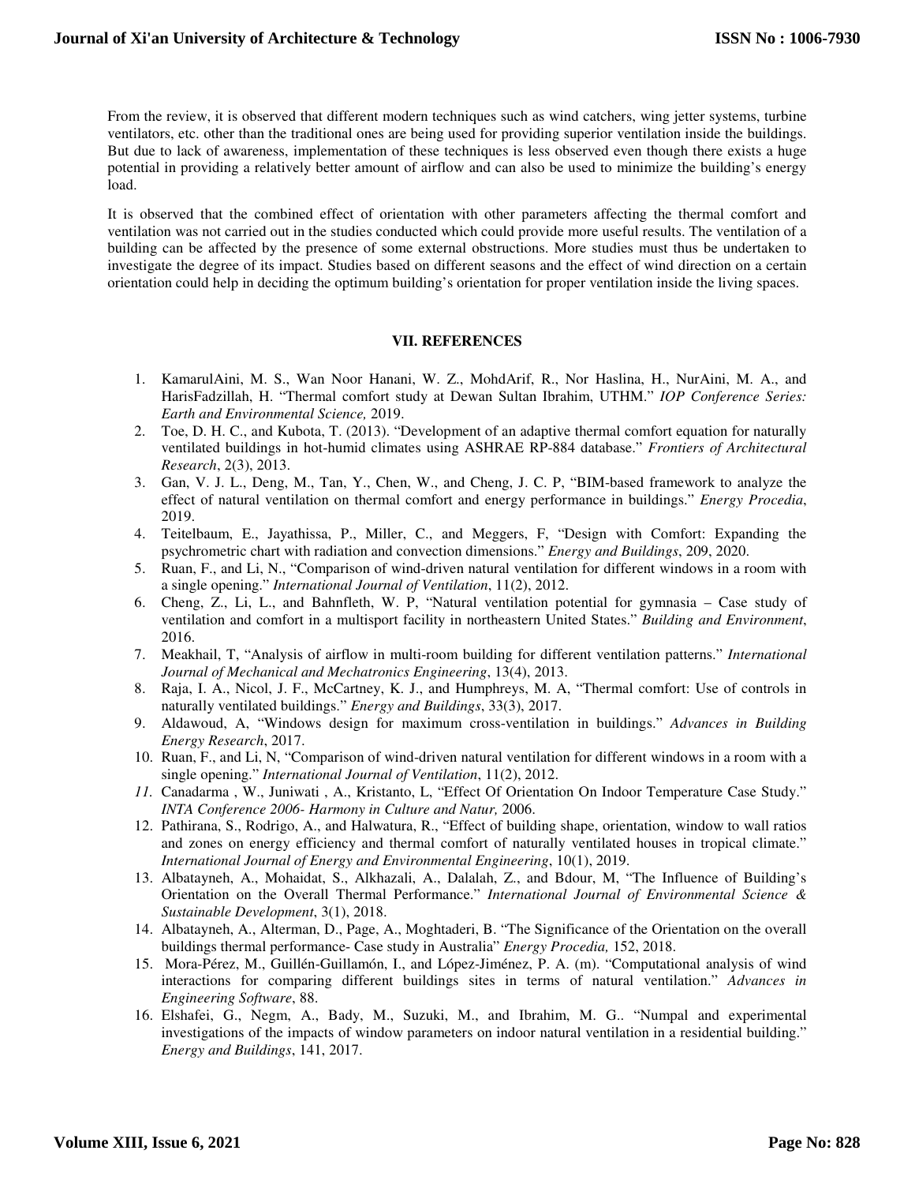From the review, it is observed that different modern techniques such as wind catchers, wing jetter systems, turbine ventilators, etc. other than the traditional ones are being used for providing superior ventilation inside the buildings. But due to lack of awareness, implementation of these techniques is less observed even though there exists a huge potential in providing a relatively better amount of airflow and can also be used to minimize the building's energy load.

It is observed that the combined effect of orientation with other parameters affecting the thermal comfort and ventilation was not carried out in the studies conducted which could provide more useful results. The ventilation of a building can be affected by the presence of some external obstructions. More studies must thus be undertaken to investigate the degree of its impact. Studies based on different seasons and the effect of wind direction on a certain orientation could help in deciding the optimum building's orientation for proper ventilation inside the living spaces.

## VII. REFERENCES

1. KamarulAini, M. S., Wan Noor Hanani, W. Z., MohdArif, R., Nor Haslina, H., NurAini, M. A., and HarisFadzillah, H. "Thermal comfort study at Dewan Sultan Ibrahim, UTHM." *IOP Conference Series: Earth and Environmental Science,* 2019.
2. Toe, D. H. C., and Kubota, T. (2013). "Development of an adaptive thermal comfort equation for naturally ventilated buildings in hot-humid climates using ASHRAE RP-884 database." *Frontiers of Architectural Research*, 2(3), 2013.
3. Gan, V. J. L., Deng, M., Tan, Y., Chen, W., and Cheng, J. C. P, "BIM-based framework to analyze the effect of natural ventilation on thermal comfort and energy performance in buildings." *Energy Procedia*, 2019.
4. Teitelbaum, E., Jayathissa, P., Miller, C., and Meggers, F, "Design with Comfort: Expanding the psychrometric chart with radiation and convection dimensions." *Energy and Buildings*, 209, 2020.
5. Ruan, F., and Li, N., "Comparison of wind-driven natural ventilation for different windows in a room with a single opening." *International Journal of Ventilation*, 11(2), 2012.
6. Cheng, Z., Li, L., and Bahnfleth, W. P, "Natural ventilation potential for gymnasia – Case study of ventilation and comfort in a multisport facility in northeastern United States." *Building and Environment*, 2016.
7. Meakhail, T, "Analysis of airflow in multi-room building for different ventilation patterns." *International Journal of Mechanical and Mechatronics Engineering*, 13(4), 2013.
8. Raja, I. A., Nicol, J. F., McCartney, K. J., and Humphreys, M. A, "Thermal comfort: Use of controls in naturally ventilated buildings." *Energy and Buildings*, 33(3), 2017.
9. Aldawoud, A, "Windows design for maximum cross-ventilation in buildings." *Advances in Building Energy Research*, 2017.
10. Ruan, F., and Li, N, "Comparison of wind-driven natural ventilation for different windows in a room with a single opening." *International Journal of Ventilation*, 11(2), 2012.
11. Canadarma , W., Juniwati , A., Kristanto, L, "Effect Of Orientation On Indoor Temperature Case Study." *INTA Conference 2006- Harmony in Culture and Natur,* 2006.
12. Pathirana, S., Rodrigo, A., and Halwatura, R., "Effect of building shape, orientation, window to wall ratios and zones on energy efficiency and thermal comfort of naturally ventilated houses in tropical climate." *International Journal of Energy and Environmental Engineering*, 10(1), 2019.
13. Albatayneh, A., Mohaidat, S., Alkhazali, A., Dalalah, Z., and Bdour, M, "The Influence of Building's Orientation on the Overall Thermal Performance." *International Journal of Environmental Science & Sustainable Development*, 3(1), 2018.
14. Albatayneh, A., Alterman, D., Page, A., Moghtaderi, B. "The Significance of the Orientation on the overall buildings thermal performance- Case study in Australia" *Energy Procedia,* 152, 2018.
15. Mora-Pérez, M., Guillén-Guillamón, I., and López-Jiménez, P. A. (m). "Computational analysis of wind interactions for comparing different buildings sites in terms of natural ventilation." *Advances in Engineering Software*, 88.
16. Elshafei, G., Negm, A., Bady, M., Suzuki, M., and Ibrahim, M. G.. "Numpal and experimental investigations of the impacts of window parameters on indoor natural ventilation in a residential building." *Energy and Buildings*, 141, 2017.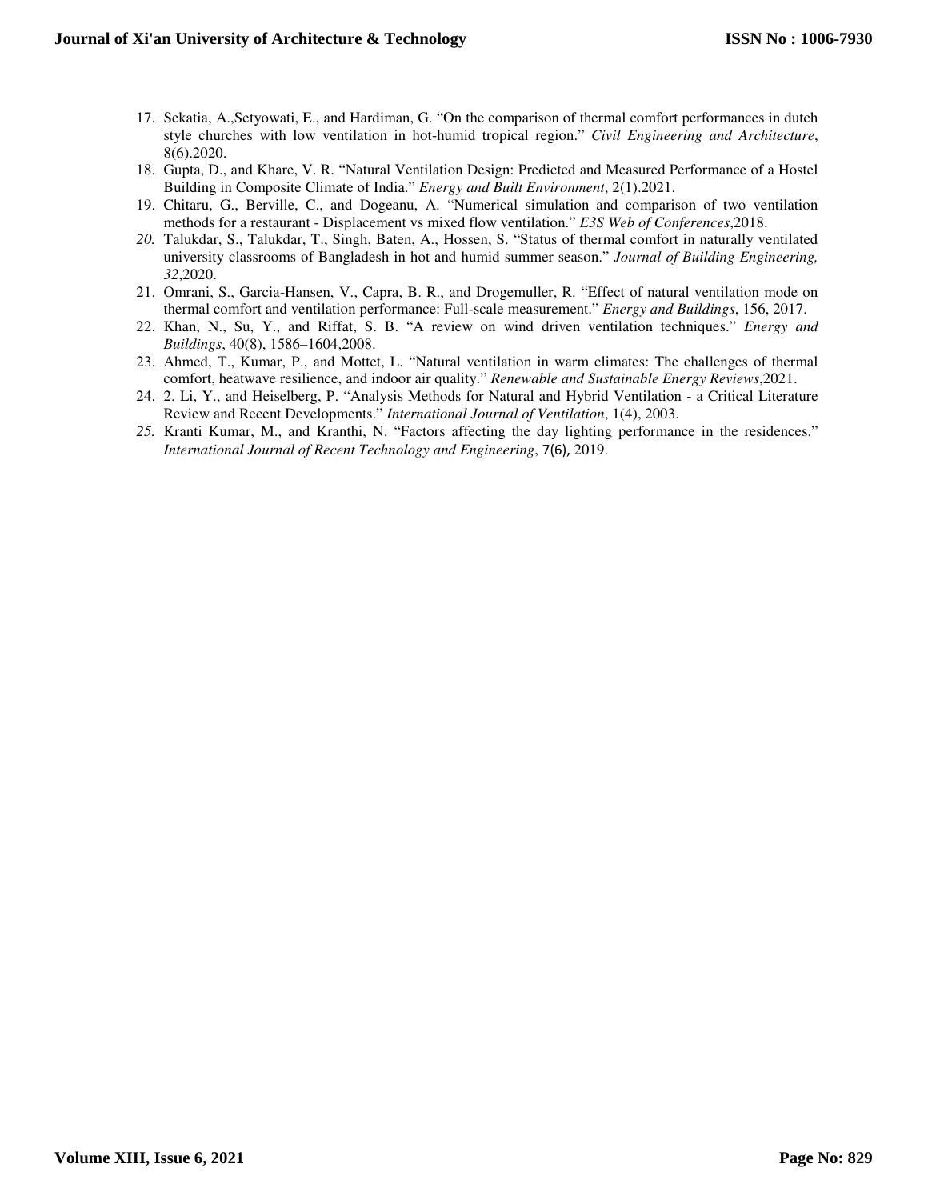17. Sekatia, A.,Setyowati, E., and Hardiman, G. "On the comparison of thermal comfort performances in dutch style churches with low ventilation in hot-humid tropical region." *Civil Engineering and Architecture*, 8(6).2020.
18. Gupta, D., and Khare, V. R. "Natural Ventilation Design: Predicted and Measured Performance of a Hostel Building in Composite Climate of India." *Energy and Built Environment*, 2(1).2021.
19. Chitaru, G., Berville, C., and Dogeanu, A. "Numerical simulation and comparison of two ventilation methods for a restaurant - Displacement vs mixed flow ventilation." *E3S Web of Conferences*,2018.
20. Talukdar, S., Talukdar, T., Singh, Baten, A., Hossen, S. "Status of thermal comfort in naturally ventilated university classrooms of Bangladesh in hot and humid summer season." *Journal of Building Engineering, 32*,2020.
21. Omrani, S., Garcia-Hansen, V., Capra, B. R., and Drogemuller, R. "Effect of natural ventilation mode on thermal comfort and ventilation performance: Full-scale measurement." *Energy and Buildings*, 156, 2017.
22. Khan, N., Su, Y., and Riffat, S. B. "A review on wind driven ventilation techniques." *Energy and Buildings*, 40(8), 1586–1604,2008.
23. Ahmed, T., Kumar, P., and Mottet, L. "Natural ventilation in warm climates: The challenges of thermal comfort, heatwave resilience, and indoor air quality." *Renewable and Sustainable Energy Reviews*,2021.
24. 2. Li, Y., and Heiselberg, P. "Analysis Methods for Natural and Hybrid Ventilation - a Critical Literature Review and Recent Developments." *International Journal of Ventilation*, 1(4), 2003.
25. Kranti Kumar, M., and Kranthi, N. "Factors affecting the day lighting performance in the residences." *International Journal of Recent Technology and Engineering*, 7(6), 2019.